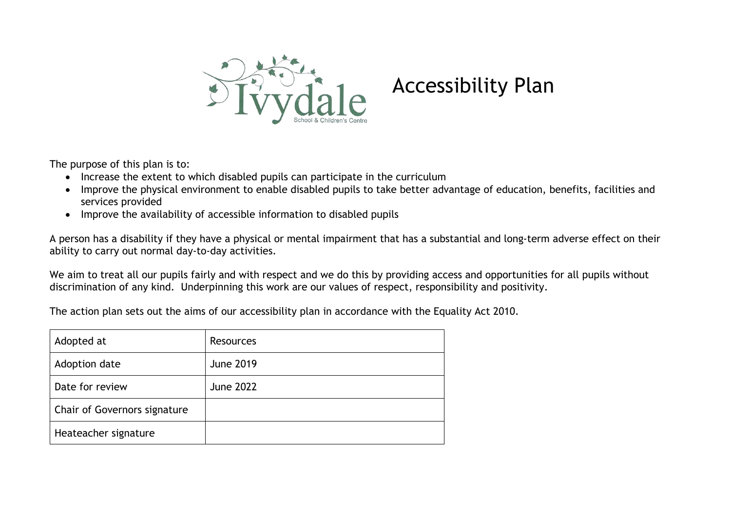Ivydale School & Children's Centre

# Accessibility Plan

The purpose of this plan is to:

- Increase the extent to which disabled pupils can participate in the curriculum
- Improve the physical environment to enable disabled pupils to take better advantage of education, benefits, facilities and services provided
- Improve the availability of accessible information to disabled pupils

A person has a disability if they have a physical or mental impairment that has a substantial and long-term adverse effect on their ability to carry out normal day-to-day activities.

We aim to treat all our pupils fairly and with respect and we do this by providing access and opportunities for all pupils without discrimination of any kind. Underpinning this work are our values of respect, responsibility and positivity.

The action plan sets out the aims of our accessibility plan in accordance with the Equality Act 2010.

| Adopted at | Resources |
|---|---|
| Adoption date | June 2019 |
| Date for review | June 2022 |
| Chair of Governors signature | |
| Heateacher signature | |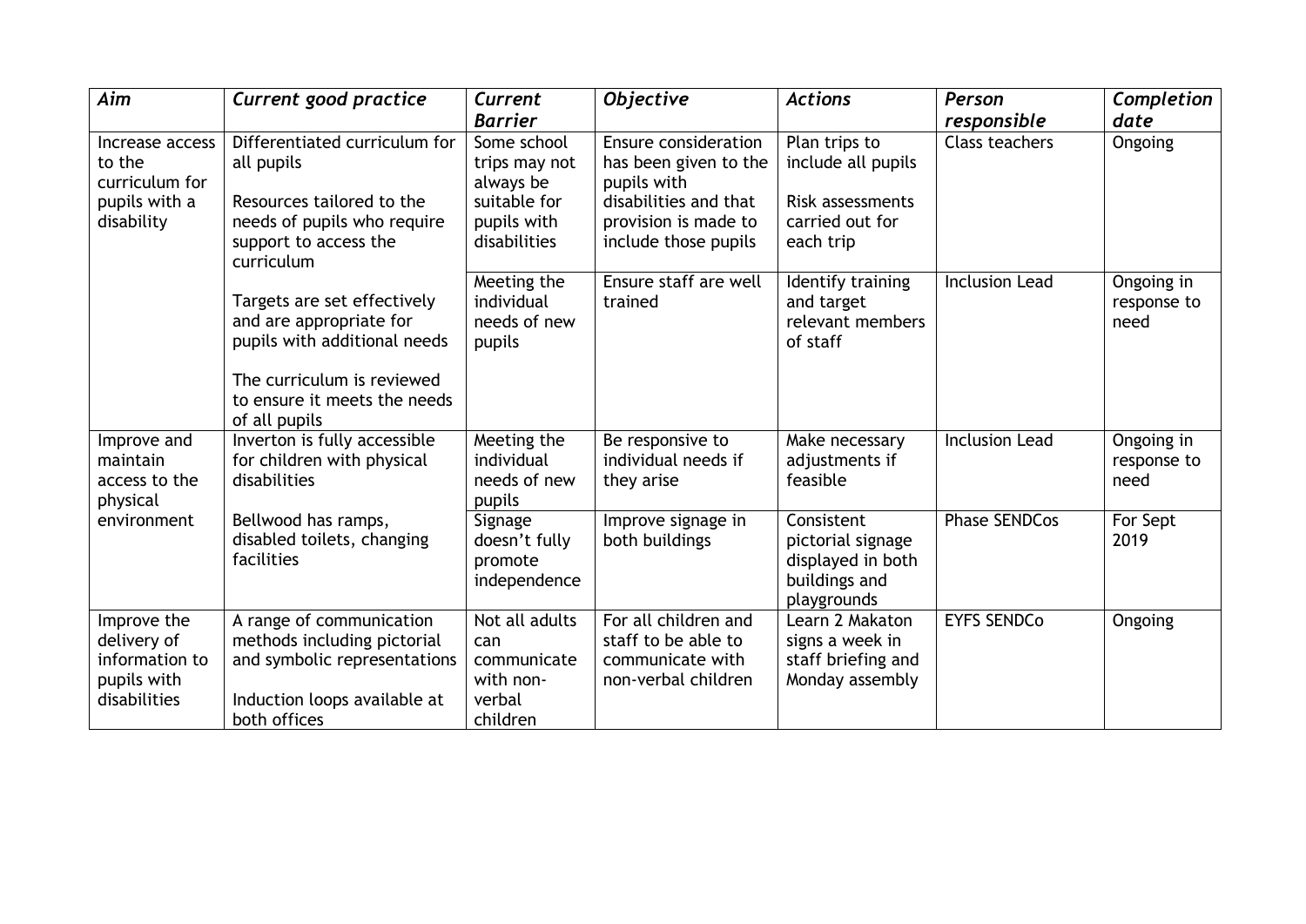| *Aim* | *Current good practice* | *Current Barrier* | *Objective* | *Actions* | *Person responsible* | *Completion date* |
|---|---|---|---|---|---|---|
| Increase access to the curriculum for pupils with a disability | Differentiated curriculum for all pupils<br><br>Resources tailored to the needs of pupils who require support to access the curriculum | Some school trips may not always be suitable for pupils with disabilities | Ensure consideration has been given to the pupils with disabilities and that provision is made to include those pupils | Plan trips to include all pupils<br><br>Risk assessments carried out for each trip | Class teachers | Ongoing |
| | Targets are set effectively and are appropriate for pupils with additional needs<br><br>The curriculum is reviewed to ensure it meets the needs of all pupils | Meeting the individual needs of new pupils | Ensure staff are well trained | Identify training and target relevant members of staff | Inclusion Lead | Ongoing in response to need |
| Improve and maintain access to the physical environment | Inverton is fully accessible for children with physical disabilities | Meeting the individual needs of new pupils | Be responsive to individual needs if they arise | Make necessary adjustments if feasible | Inclusion Lead | Ongoing in response to need |
| | Bellwood has ramps, disabled toilets, changing facilities | Signage doesn't fully promote independence | Improve signage in both buildings | Consistent pictorial signage displayed in both buildings and playgrounds | Phase SENDCos | For Sept 2019 |
| Improve the delivery of information to pupils with disabilities | A range of communication methods including pictorial and symbolic representations<br><br>Induction loops available at both offices | Not all adults can communicate with non-verbal children | For all children and staff to be able to communicate with non-verbal children | Learn 2 Makaton signs a week in staff briefing and Monday assembly | EYFS SENDCo | Ongoing |